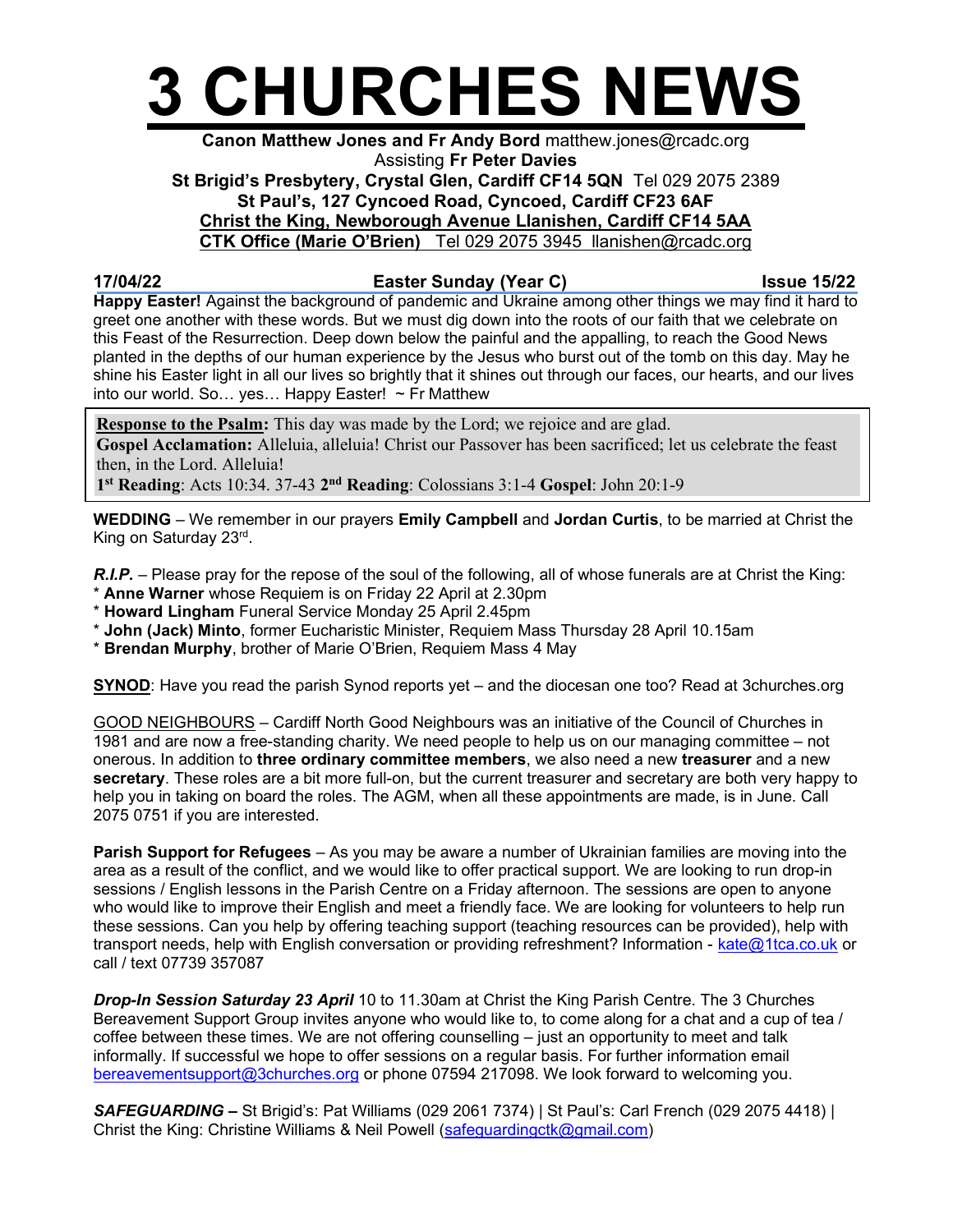# 3 CHURCHES NEWS

**Canon Matthew Jones and Fr Andy Bord** matthew.jones@rcadc.org
Assisting **Fr Peter Davies**
**St Brigid's Presbytery, Crystal Glen, Cardiff CF14 5QN** Tel 029 2075 2389
**St Paul's, 127 Cyncoed Road, Cyncoed, Cardiff CF23 6AF**
**Christ the King, Newborough Avenue Llanishen, Cardiff CF14 5AA**
**CTK Office (Marie O'Brien)** Tel 029 2075 3945 llanishen@rcadc.org

**17/04/22** **Easter Sunday (Year C)** **Issue 15/22**

**Happy Easter!** Against the background of pandemic and Ukraine among other things we may find it hard to greet one another with these words. But we must dig down into the roots of our faith that we celebrate on this Feast of the Resurrection. Deep down below the painful and the appalling, to reach the Good News planted in the depths of our human experience by the Jesus who burst out of the tomb on this day. May he shine his Easter light in all our lives so brightly that it shines out through our faces, our hearts, and our lives into our world. So… yes… Happy Easter! ~ Fr Matthew

**Response to the Psalm:** This day was made by the Lord; we rejoice and are glad.
**Gospel Acclamation:** Alleluia, alleluia! Christ our Passover has been sacrificed; let us celebrate the feast then, in the Lord. Alleluia!
**1st Reading**: Acts 10:34. 37-43 **2nd Reading**: Colossians 3:1-4 **Gospel**: John 20:1-9

**WEDDING** – We remember in our prayers **Emily Campbell** and **Jordan Curtis**, to be married at Christ the King on Saturday 23rd.

***R.I.P.*** – Please pray for the repose of the soul of the following, all of whose funerals are at Christ the King:
* **Anne Warner** whose Requiem is on Friday 22 April at 2.30pm
* **Howard Lingham** Funeral Service Monday 25 April 2.45pm
* **John (Jack) Minto**, former Eucharistic Minister, Requiem Mass Thursday 28 April 10.15am
* **Brendan Murphy**, brother of Marie O'Brien, Requiem Mass 4 May

**SYNOD**: Have you read the parish Synod reports yet – and the diocesan one too? Read at 3churches.org

GOOD NEIGHBOURS – Cardiff North Good Neighbours was an initiative of the Council of Churches in 1981 and are now a free-standing charity. We need people to help us on our managing committee – not onerous. In addition to **three ordinary committee members**, we also need a new **treasurer** and a new **secretary**. These roles are a bit more full-on, but the current treasurer and secretary are both very happy to help you in taking on board the roles. The AGM, when all these appointments are made, is in June. Call 2075 0751 if you are interested.

**Parish Support for Refugees** – As you may be aware a number of Ukrainian families are moving into the area as a result of the conflict, and we would like to offer practical support. We are looking to run drop-in sessions / English lessons in the Parish Centre on a Friday afternoon. The sessions are open to anyone who would like to improve their English and meet a friendly face. We are looking for volunteers to help run these sessions. Can you help by offering teaching support (teaching resources can be provided), help with transport needs, help with English conversation or providing refreshment? Information - kate@1tca.co.uk or call / text 07739 357087

***Drop-In Session Saturday 23 April*** 10 to 11.30am at Christ the King Parish Centre. The 3 Churches Bereavement Support Group invites anyone who would like to, to come along for a chat and a cup of tea / coffee between these times. We are not offering counselling – just an opportunity to meet and talk informally. If successful we hope to offer sessions on a regular basis. For further information email bereavementsupport@3churches.org or phone 07594 217098. We look forward to welcoming you.

***SAFEGUARDING –*** St Brigid's: Pat Williams (029 2061 7374) | St Paul's: Carl French (029 2075 4418) | Christ the King: Christine Williams & Neil Powell (safeguardingctk@gmail.com)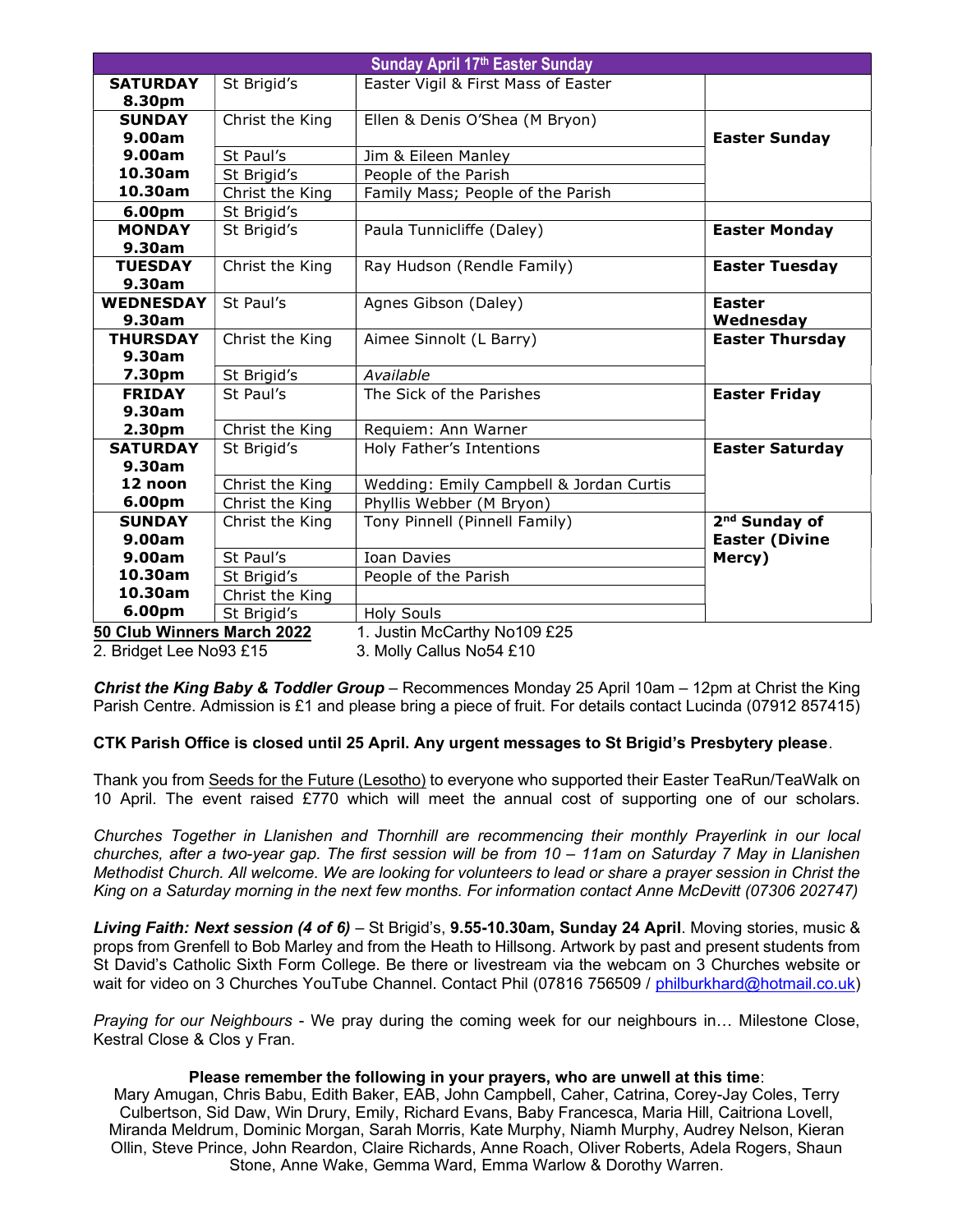| Sunday April 17th Easter Sunday | | | |
|---|---|---|---|
| **SATURDAY 8.30pm** | St Brigid's | Easter Vigil & First Mass of Easter | |
| **SUNDAY 9.00am** | Christ the King | Ellen & Denis O'Shea (M Bryon) | **Easter Sunday** |
| **9.00am** | St Paul's | Jim & Eileen Manley | |
| **10.30am** | St Brigid's | People of the Parish | |
| **10.30am** | Christ the King | Family Mass; People of the Parish | |
| **6.00pm** | St Brigid's | | |
| **MONDAY 9.30am** | St Brigid's | Paula Tunnicliffe (Daley) | **Easter Monday** |
| **TUESDAY 9.30am** | Christ the King | Ray Hudson (Rendle Family) | **Easter Tuesday** |
| **WEDNESDAY 9.30am** | St Paul's | Agnes Gibson (Daley) | **Easter Wednesday** |
| **THURSDAY 9.30am** | Christ the King | Aimee Sinnolt (L Barry) | **Easter Thursday** |
| **7.30pm** | St Brigid's | *Available* | |
| **FRIDAY 9.30am** | St Paul's | The Sick of the Parishes | **Easter Friday** |
| **2.30pm** | Christ the King | Requiem: Ann Warner | |
| **SATURDAY 9.30am** | St Brigid's | Holy Father's Intentions | **Easter Saturday** |
| **12 noon** | Christ the King | Wedding: Emily Campbell & Jordan Curtis | |
| **6.00pm** | Christ the King | Phyllis Webber (M Bryon) | |
| **SUNDAY 9.00am** | Christ the King | Tony Pinnell (Pinnell Family) | **2nd Sunday of Easter (Divine Mercy)** |
| **9.00am** | St Paul's | Ioan Davies | |
| **10.30am** | St Brigid's | People of the Parish | |
| **10.30am** | Christ the King | | |
| **6.00pm** | St Brigid's | Holy Souls | |

**50 Club Winners March 2022**
1. Justin McCarthy No109 £25
2. Bridget Lee No93 £15
3. Molly Callus No54 £10

***Christ the King Baby & Toddler Group*** – Recommences Monday 25 April 10am – 12pm at Christ the King Parish Centre. Admission is £1 and please bring a piece of fruit. For details contact Lucinda (07912 857415)

**CTK Parish Office is closed until 25 April. Any urgent messages to St Brigid's Presbytery please**.

Thank you from Seeds for the Future (Lesotho) to everyone who supported their Easter TeaRun/TeaWalk on 10 April. The event raised £770 which will meet the annual cost of supporting one of our scholars.

*Churches Together in Llanishen and Thornhill are recommencing their monthly Prayerlink in our local churches, after a two-year gap. The first session will be from 10 – 11am on Saturday 7 May in Llanishen Methodist Church. All welcome. We are looking for volunteers to lead or share a prayer session in Christ the King on a Saturday morning in the next few months. For information contact Anne McDevitt (07306 202747)*

***Living Faith: Next session (4 of 6)*** – St Brigid's, **9.55-10.30am, Sunday 24 April**. Moving stories, music & props from Grenfell to Bob Marley and from the Heath to Hillsong. Artwork by past and present students from St David's Catholic Sixth Form College. Be there or livestream via the webcam on 3 Churches website or wait for video on 3 Churches YouTube Channel. Contact Phil (07816 756509 / philburkhard@hotmail.co.uk)

*Praying for our Neighbours* - We pray during the coming week for our neighbours in… Milestone Close, Kestral Close & Clos y Fran.

**Please remember the following in your prayers, who are unwell at this time**:
Mary Amugan, Chris Babu, Edith Baker, EAB, John Campbell, Caher, Catrina, Corey-Jay Coles, Terry Culbertson, Sid Daw, Win Drury, Emily, Richard Evans, Baby Francesca, Maria Hill, Caitriona Lovell, Miranda Meldrum, Dominic Morgan, Sarah Morris, Kate Murphy, Niamh Murphy, Audrey Nelson, Kieran Ollin, Steve Prince, John Reardon, Claire Richards, Anne Roach, Oliver Roberts, Adela Rogers, Shaun Stone, Anne Wake, Gemma Ward, Emma Warlow & Dorothy Warren.